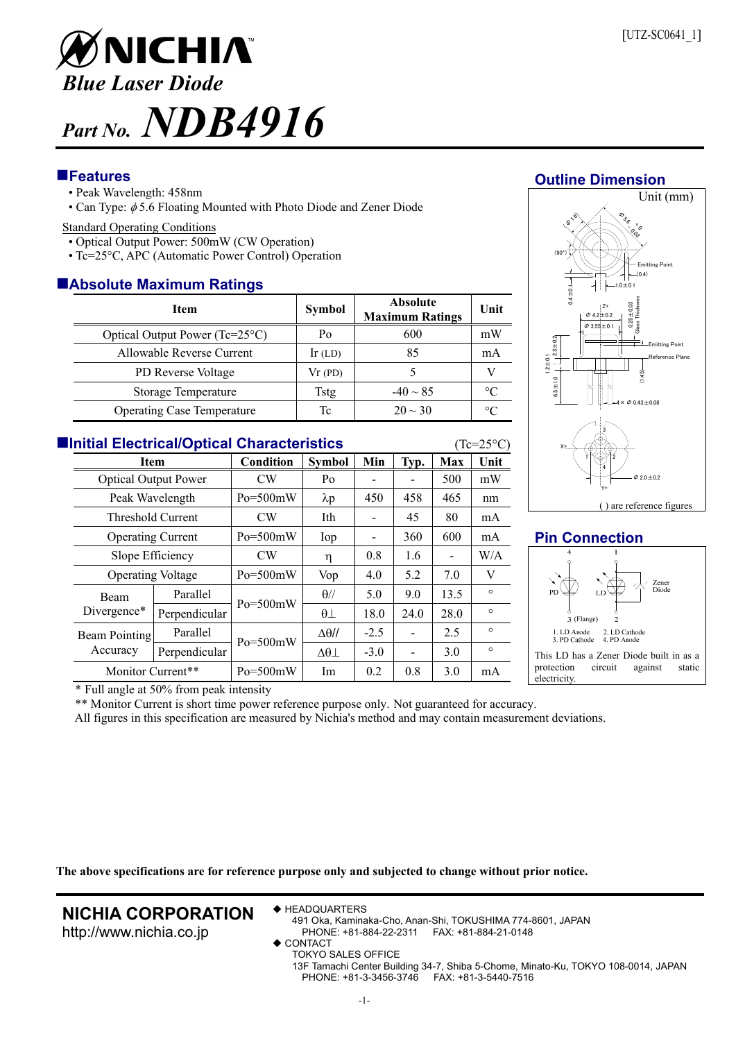[UTZ-SC0641_1]

# NICHIA

## *Blue Laser Diode*

## *Part No.* NDB4916

### Features

- Peak Wavelength: 458nm
- Can Type: $\phi$5.6 Floating Mounted with Photo Diode and Zener Diode

Standard Operating Conditions

- Optical Output Power: 500mW (CW Operation)
- Tc=25°C, APC (Automatic Power Control) Operation

### Absolute Maximum Ratings

| Item | Symbol | Absolute Maximum Ratings | Unit |
|---|---|---|---|
| Optical Output Power (Tc=25°C) | Po | 600 | mW |
| Allowable Reverse Current | Ir (LD) | 85 | mA |
| PD Reverse Voltage | Vr (PD) | 5 | V |
| Storage Temperature | Tstg | -40 ~ 85 | °C |
| Operating Case Temperature | Tc | 20 ~ 30 | °C |

### Initial Electrical/Optical Characteristics

(Tc=25°C)

| Item | | Condition | Symbol | Min | Typ. | Max | Unit |
|---|---|---|---|---|---|---|---|
| Optical Output Power | | CW | Po | - | - | 500 | mW |
| Peak Wavelength | | Po=500mW | λp | 450 | 458 | 465 | nm |
| Threshold Current | | CW | Ith | - | 45 | 80 | mA |
| Operating Current | | Po=500mW | Iop | - | 360 | 600 | mA |
| Slope Efficiency | | CW | η | 0.8 | 1.6 | - | W/A |
| Operating Voltage | | Po=500mW | Vop | 4.0 | 5.2 | 7.0 | V |
| Beam Divergence* | Parallel | Po=500mW | θ// | 5.0 | 9.0 | 13.5 | ° |
| | Perpendicular | | θ⊥ | 18.0 | 24.0 | 28.0 | ° |
| Beam Pointing Accuracy | Parallel | Po=500mW | Δθ// | -2.5 | - | 2.5 | ° |
| | Perpendicular | | Δθ⊥ | -3.0 | - | 3.0 | ° |
| Monitor Current** | | Po=500mW | Im | 0.2 | 0.8 | 3.0 | mA |

\* Full angle at 50% from peak intensity

\*\* Monitor Current is short time power reference purpose only. Not guaranteed for accuracy.

All figures in this specification are measured by Nichia's method and may contain measurement deviations.

### Outline Dimension

Unit (mm)

( ) are reference figures

### Pin Connection

1. LD Anode 2. LD Cathode 3. PD Cathode 4. PD Anode

This LD has a Zener Diode built in as a protection circuit against static electricity.

**The above specifications are for reference purpose only and subjected to change without prior notice.**

**NICHIA CORPORATION**
http://www.nichia.co.jp

◆ HEADQUARTERS
491 Oka, Kaminaka-Cho, Anan-Shi, TOKUSHIMA 774-8601, JAPAN
PHONE: +81-884-22-2311 FAX: +81-884-21-0148

◆ CONTACT
TOKYO SALES OFFICE
13F Tamachi Center Building 34-7, Shiba 5-Chome, Minato-Ku, TOKYO 108-0014, JAPAN
PHONE: +81-3-3456-3746 FAX: +81-3-5440-7516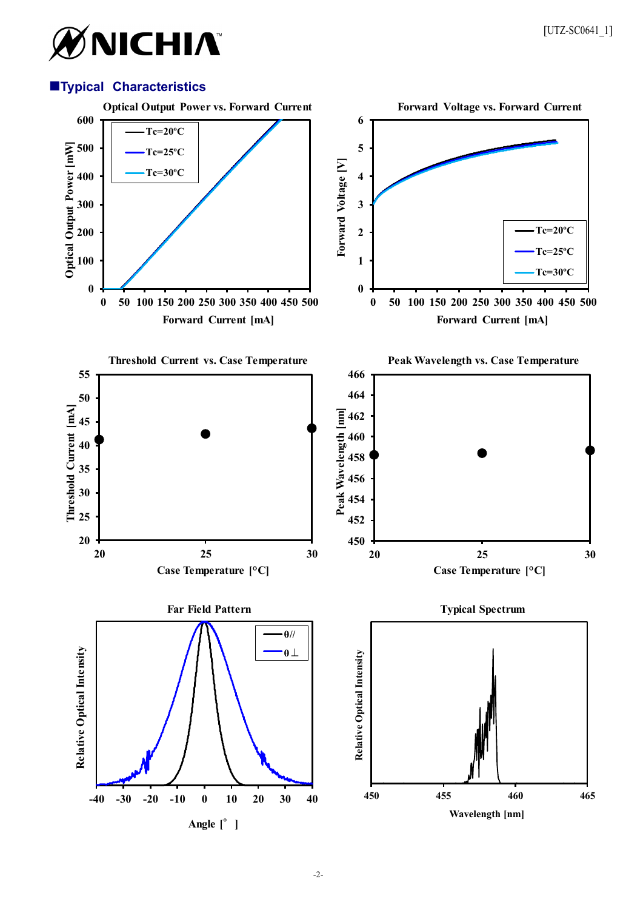## ■Typical Characteristics

**Optical Output Power vs. Forward Current**

Optical Output Power [mW] (0–600) vs. Forward Current [mA] (0–500); curves: Tc=20ºC, Tc=25ºC, Tc=30ºC

**Forward Voltage vs. Forward Current**

Forward Voltage [V] (0–6) vs. Forward Current [mA] (0–500); curves: Tc=20ºC, Tc=25ºC, Tc=30ºC

**Threshold Current vs. Case Temperature**

Threshold Current [mA] (20–55) vs. Case Temperature [°C] (20–30)

**Peak Wavelength vs. Case Temperature**

Peak Wavelength [nm] (450–466) vs. Case Temperature [°C] (20–30)

**Far Field Pattern**

Relative Optical Intensity vs. Angle [°] (-40–40); curves: θ//, θ⊥

**Typical Spectrum**

Relative Optical Intensity vs. Wavelength [nm] (450–465)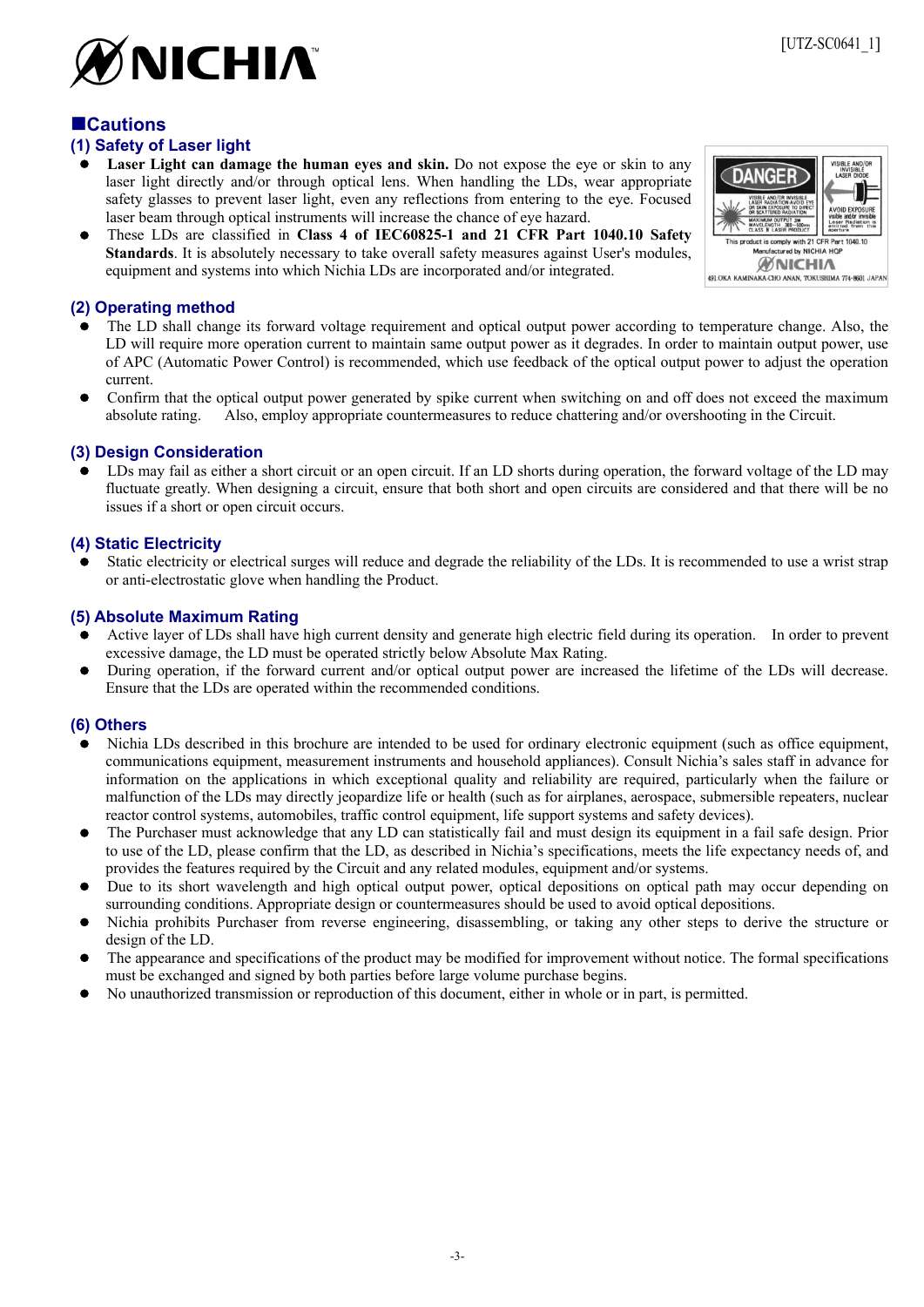## ■Cautions

### (1) Safety of Laser light

- **Laser Light can damage the human eyes and skin.** Do not expose the eye or skin to any laser light directly and/or through optical lens. When handling the LDs, wear appropriate safety glasses to prevent laser light, even any reflections from entering to the eye. Focused laser beam through optical instruments will increase the chance of eye hazard.
- These LDs are classified in **Class 4 of IEC60825-1 and 21 CFR Part 1040.10 Safety Standards**. It is absolutely necessary to take overall safety measures against User's modules, equipment and systems into which Nichia LDs are incorporated and/or integrated.

DANGER

VISIBLE AND/OR INVISIBLE LASER RADIATION AVOID EYE OR SKIN EXPOSURE TO DIRECT OR SCATTERED RADIATION

MAXIMUM OUTPUT 3W
WAVELENGTH 380~580nm
CLASS Ⅳ LASER PRODUCT

VISIBLE AND/OR INVISIBLE LASER DIODE

AVOID EXPOSURE visible and/or invisible Laser Radiation is emitted from this aperture

This product is comply with 21 CFR Part 1040.10
Manufactured by NICHIA HQP
NICHIA
491 OKA KAMINAKA-CHO ANAN, TOKUSHIMA 774-8601 JAPAN

### (2) Operating method

- The LD shall change its forward voltage requirement and optical output power according to temperature change. Also, the LD will require more operation current to maintain same output power as it degrades. In order to maintain output power, use of APC (Automatic Power Control) is recommended, which use feedback of the optical output power to adjust the operation current.
- Confirm that the optical output power generated by spike current when switching on and off does not exceed the maximum absolute rating. Also, employ appropriate countermeasures to reduce chattering and/or overshooting in the Circuit.

### (3) Design Consideration

- LDs may fail as either a short circuit or an open circuit. If an LD shorts during operation, the forward voltage of the LD may fluctuate greatly. When designing a circuit, ensure that both short and open circuits are considered and that there will be no issues if a short or open circuit occurs.

### (4) Static Electricity

- Static electricity or electrical surges will reduce and degrade the reliability of the LDs. It is recommended to use a wrist strap or anti-electrostatic glove when handling the Product.

### (5) Absolute Maximum Rating

- Active layer of LDs shall have high current density and generate high electric field during its operation. In order to prevent excessive damage, the LD must be operated strictly below Absolute Max Rating.
- During operation, if the forward current and/or optical output power are increased the lifetime of the LDs will decrease. Ensure that the LDs are operated within the recommended conditions.

### (6) Others

- Nichia LDs described in this brochure are intended to be used for ordinary electronic equipment (such as office equipment, communications equipment, measurement instruments and household appliances). Consult Nichia's sales staff in advance for information on the applications in which exceptional quality and reliability are required, particularly when the failure or malfunction of the LDs may directly jeopardize life or health (such as for airplanes, aerospace, submersible repeaters, nuclear reactor control systems, automobiles, traffic control equipment, life support systems and safety devices).
- The Purchaser must acknowledge that any LD can statistically fail and must design its equipment in a fail safe design. Prior to use of the LD, please confirm that the LD, as described in Nichia's specifications, meets the life expectancy needs of, and provides the features required by the Circuit and any related modules, equipment and/or systems.
- Due to its short wavelength and high optical output power, optical depositions on optical path may occur depending on surrounding conditions. Appropriate design or countermeasures should be used to avoid optical depositions.
- Nichia prohibits Purchaser from reverse engineering, disassembling, or taking any other steps to derive the structure or design of the LD.
- The appearance and specifications of the product may be modified for improvement without notice. The formal specifications must be exchanged and signed by both parties before large volume purchase begins.
- No unauthorized transmission or reproduction of this document, either in whole or in part, is permitted.